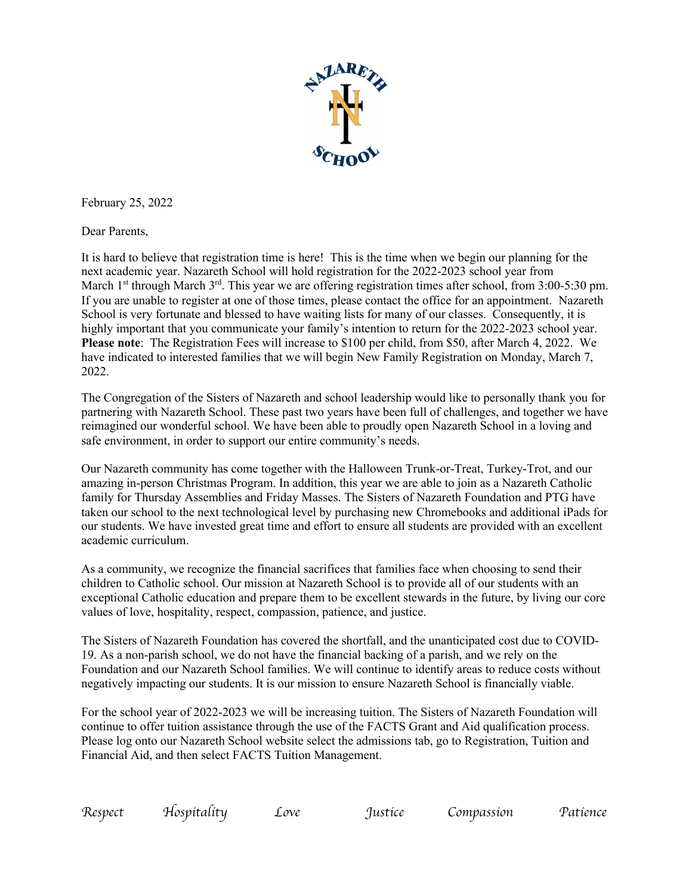February 25, 2022

Dear Parents,

It is hard to believe that registration time is here! This is the time when we begin our planning for the next academic year. Nazareth School will hold registration for the 2022-2023 school year from March 1st through March 3rd. This year we are offering registration times after school, from 3:00-5:30 pm. If you are unable to register at one of those times, please contact the office for an appointment. Nazareth School is very fortunate and blessed to have waiting lists for many of our classes. Consequently, it is highly important that you communicate your family's intention to return for the 2022-2023 school year. **Please note**: The Registration Fees will increase to $100 per child, from $50, after March 4, 2022. We have indicated to interested families that we will begin New Family Registration on Monday, March 7, 2022.

The Congregation of the Sisters of Nazareth and school leadership would like to personally thank you for partnering with Nazareth School. These past two years have been full of challenges, and together we have reimagined our wonderful school. We have been able to proudly open Nazareth School in a loving and safe environment, in order to support our entire community's needs.

Our Nazareth community has come together with the Halloween Trunk-or-Treat, Turkey-Trot, and our amazing in-person Christmas Program. In addition, this year we are able to join as a Nazareth Catholic family for Thursday Assemblies and Friday Masses. The Sisters of Nazareth Foundation and PTG have taken our school to the next technological level by purchasing new Chromebooks and additional iPads for our students. We have invested great time and effort to ensure all students are provided with an excellent academic curriculum.

As a community, we recognize the financial sacrifices that families face when choosing to send their children to Catholic school. Our mission at Nazareth School is to provide all of our students with an exceptional Catholic education and prepare them to be excellent stewards in the future, by living our core values of love, hospitality, respect, compassion, patience, and justice.

The Sisters of Nazareth Foundation has covered the shortfall, and the unanticipated cost due to COVID-19. As a non-parish school, we do not have the financial backing of a parish, and we rely on the Foundation and our Nazareth School families. We will continue to identify areas to reduce costs without negatively impacting our students. It is our mission to ensure Nazareth School is financially viable.

For the school year of 2022-2023 we will be increasing tuition. The Sisters of Nazareth Foundation will continue to offer tuition assistance through the use of the FACTS Grant and Aid qualification process. Please log onto our Nazareth School website select the admissions tab, go to Registration, Tuition and Financial Aid, and then select FACTS Tuition Management.

*Respect* *Hospitality* *Love* *Justice* *Compassion* *Patience*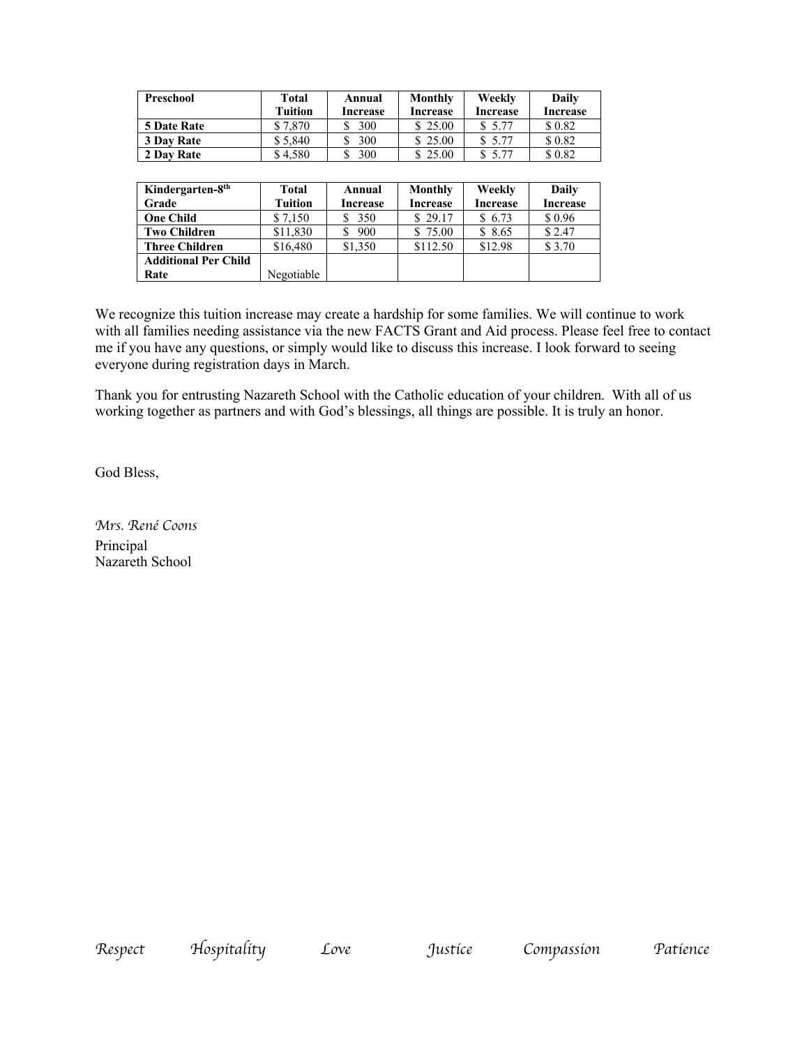| Preschool | Total Tuition | Annual Increase | Monthly Increase | Weekly Increase | Daily Increase |
|---|---|---|---|---|---|
| **5 Date Rate** | $ 7,870 | $ 300 | $ 25.00 | $ 5.77 | $ 0.82 |
| **3 Day Rate** | $ 5,840 | $ 300 | $ 25.00 | $ 5.77 | $ 0.82 |
| **2 Day Rate** | $ 4,580 | $ 300 | $ 25.00 | $ 5.77 | $ 0.82 |

| Kindergarten-8th Grade | Total Tuition | Annual Increase | Monthly Increase | Weekly Increase | Daily Increase |
|---|---|---|---|---|---|
| **One Child** | $ 7,150 | $ 350 | $ 29.17 | $ 6.73 | $ 0.96 |
| **Two Children** | $11,830 | $ 900 | $ 75.00 | $ 8.65 | $ 2.47 |
| **Three Children** | $16,480 | $1,350 | $112.50 | $12.98 | $ 3.70 |
| **Additional Per Child Rate** | Negotiable | | | | |

We recognize this tuition increase may create a hardship for some families. We will continue to work with all families needing assistance via the new FACTS Grant and Aid process. Please feel free to contact me if you have any questions, or simply would like to discuss this increase. I look forward to seeing everyone during registration days in March.

Thank you for entrusting Nazareth School with the Catholic education of your children. With all of us working together as partners and with God's blessings, all things are possible. It is truly an honor.

God Bless,

*Mrs. René Coons*
Principal
Nazareth School

*Respect* *Hospitality* *Love* *Justice* *Compassion* *Patience*